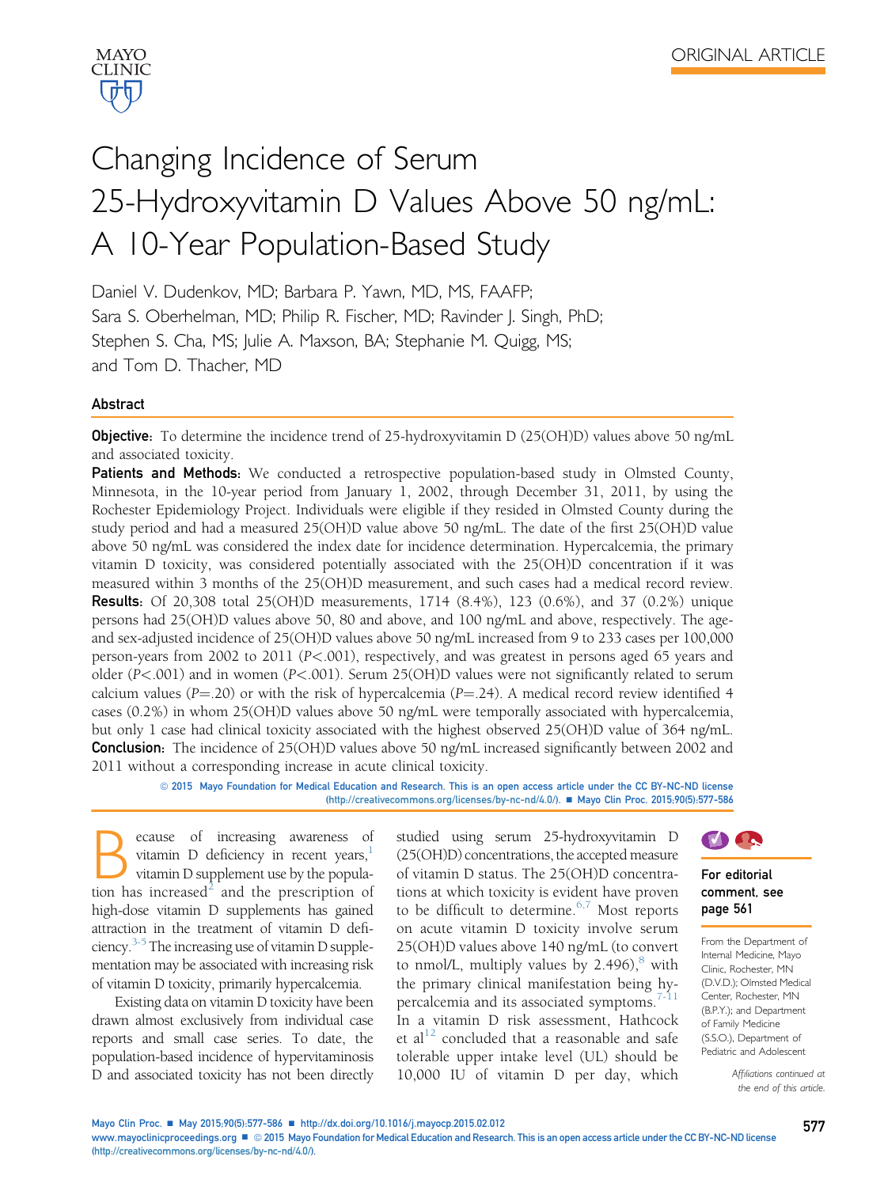ORIGINAL ARTICLE

# Changing Incidence of Serum 25-Hydroxyvitamin D Values Above 50 ng/mL: A 10-Year Population-Based Study

Daniel V. Dudenkov, MD; Barbara P. Yawn, MD, MS, FAAFP; Sara S. Oberhelman, MD; Philip R. Fischer, MD; Ravinder J. Singh, PhD; Stephen S. Cha, MS; Julie A. Maxson, BA; Stephanie M. Quigg, MS; and Tom D. Thacher, MD

## Abstract

**Objective:** To determine the incidence trend of 25-hydroxyvitamin D (25(OH)D) values above 50 ng/mL and associated toxicity.

**Patients and Methods:** We conducted a retrospective population-based study in Olmsted County, Minnesota, in the 10-year period from January 1, 2002, through December 31, 2011, by using the Rochester Epidemiology Project. Individuals were eligible if they resided in Olmsted County during the study period and had a measured 25(OH)D value above 50 ng/mL. The date of the first 25(OH)D value above 50 ng/mL was considered the index date for incidence determination. Hypercalcemia, the primary vitamin D toxicity, was considered potentially associated with the 25(OH)D concentration if it was measured within 3 months of the 25(OH)D measurement, and such cases had a medical record review.

**Results:** Of 20,308 total 25(OH)D measurements, 1714 (8.4%), 123 (0.6%), and 37 (0.2%) unique persons had 25(OH)D values above 50, 80 and above, and 100 ng/mL and above, respectively. The age- and sex-adjusted incidence of 25(OH)D values above 50 ng/mL increased from 9 to 233 cases per 100,000 person-years from 2002 to 2011 ($P<.001$), respectively, and was greatest in persons aged 65 years and older ($P<.001$) and in women ($P<.001$). Serum 25(OH)D values were not significantly related to serum calcium values ($P=.20$) or with the risk of hypercalcemia ($P=.24$). A medical record review identified 4 cases (0.2%) in whom 25(OH)D values above 50 ng/mL were temporally associated with hypercalcemia, but only 1 case had clinical toxicity associated with the highest observed 25(OH)D value of 364 ng/mL.

**Conclusion:** The incidence of 25(OH)D values above 50 ng/mL increased significantly between 2002 and 2011 without a corresponding increase in acute clinical toxicity.

© 2015 Mayo Foundation for Medical Education and Research. This is an open access article under the CC BY-NC-ND license (http://creativecommons.org/licenses/by-nc-nd/4.0/). ■ Mayo Clin Proc. 2015;90(5):577-586

Because of increasing awareness of vitamin D deficiency in recent years,[1] vitamin D supplement use by the population has increased[2] and the prescription of high-dose vitamin D supplements has gained attraction in the treatment of vitamin D deficiency.[3-5] The increasing use of vitamin D supplementation may be associated with increasing risk of vitamin D toxicity, primarily hypercalcemia.

Existing data on vitamin D toxicity have been drawn almost exclusively from individual case reports and small case series. To date, the population-based incidence of hypervitaminosis D and associated toxicity has not been directly studied using serum 25-hydroxyvitamin D (25(OH)D) concentrations, the accepted measure of vitamin D status. The 25(OH)D concentrations at which toxicity is evident have proven to be difficult to determine.[6,7] Most reports on acute vitamin D toxicity involve serum 25(OH)D values above 140 ng/mL (to convert to nmol/L, multiply values by 2.496),[8] with the primary clinical manifestation being hypercalcemia and its associated symptoms.[7-11] In a vitamin D risk assessment, Hathcock et al[12] concluded that a reasonable and safe tolerable upper intake level (UL) should be 10,000 IU of vitamin D per day, which

**For editorial comment, see page 561**

From the Department of Internal Medicine, Mayo Clinic, Rochester, MN (D.V.D.); Olmsted Medical Center, Rochester, MN (B.P.Y.); and Department of Family Medicine (S.S.O.), Department of Pediatric and Adolescent

*Affiliations continued at the end of this article.*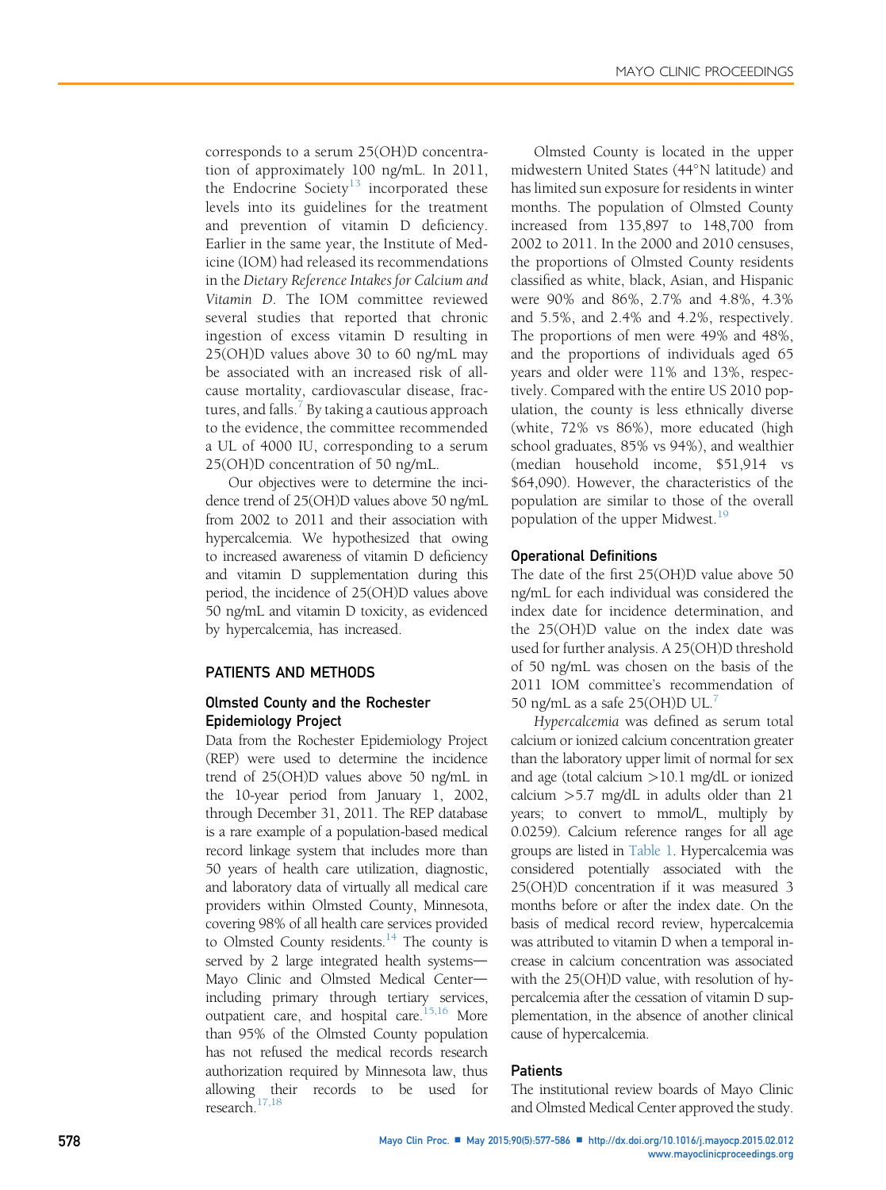corresponds to a serum 25(OH)D concentration of approximately 100 ng/mL. In 2011, the Endocrine Society[13] incorporated these levels into its guidelines for the treatment and prevention of vitamin D deficiency. Earlier in the same year, the Institute of Medicine (IOM) had released its recommendations in the *Dietary Reference Intakes for Calcium and Vitamin D*. The IOM committee reviewed several studies that reported that chronic ingestion of excess vitamin D resulting in 25(OH)D values above 30 to 60 ng/mL may be associated with an increased risk of all-cause mortality, cardiovascular disease, fractures, and falls.[7] By taking a cautious approach to the evidence, the committee recommended a UL of 4000 IU, corresponding to a serum 25(OH)D concentration of 50 ng/mL.

Our objectives were to determine the incidence trend of 25(OH)D values above 50 ng/mL from 2002 to 2011 and their association with hypercalcemia. We hypothesized that owing to increased awareness of vitamin D deficiency and vitamin D supplementation during this period, the incidence of 25(OH)D values above 50 ng/mL and vitamin D toxicity, as evidenced by hypercalcemia, has increased.

## PATIENTS AND METHODS

### Olmsted County and the Rochester Epidemiology Project

Data from the Rochester Epidemiology Project (REP) were used to determine the incidence trend of 25(OH)D values above 50 ng/mL in the 10-year period from January 1, 2002, through December 31, 2011. The REP database is a rare example of a population-based medical record linkage system that includes more than 50 years of health care utilization, diagnostic, and laboratory data of virtually all medical care providers within Olmsted County, Minnesota, covering 98% of all health care services provided to Olmsted County residents.[14] The county is served by 2 large integrated health systems—Mayo Clinic and Olmsted Medical Center—including primary through tertiary services, outpatient care, and hospital care.[15,16] More than 95% of the Olmsted County population has not refused the medical records research authorization required by Minnesota law, thus allowing their records to be used for research.[17,18]

Olmsted County is located in the upper midwestern United States (44°N latitude) and has limited sun exposure for residents in winter months. The population of Olmsted County increased from 135,897 to 148,700 from 2002 to 2011. In the 2000 and 2010 censuses, the proportions of Olmsted County residents classified as white, black, Asian, and Hispanic were 90% and 86%, 2.7% and 4.8%, 4.3% and 5.5%, and 2.4% and 4.2%, respectively. The proportions of men were 49% and 48%, and the proportions of individuals aged 65 years and older were 11% and 13%, respectively. Compared with the entire US 2010 population, the county is less ethnically diverse (white, 72% vs 86%), more educated (high school graduates, 85% vs 94%), and wealthier (median household income, $51,914 vs $64,090). However, the characteristics of the population are similar to those of the overall population of the upper Midwest.[19]

### Operational Definitions

The date of the first 25(OH)D value above 50 ng/mL for each individual was considered the index date for incidence determination, and the 25(OH)D value on the index date was used for further analysis. A 25(OH)D threshold of 50 ng/mL was chosen on the basis of the 2011 IOM committee's recommendation of 50 ng/mL as a safe 25(OH)D UL.[7]

*Hypercalcemia* was defined as serum total calcium or ionized calcium concentration greater than the laboratory upper limit of normal for sex and age (total calcium >10.1 mg/dL or ionized calcium >5.7 mg/dL in adults older than 21 years; to convert to mmol/L, multiply by 0.0259). Calcium reference ranges for all age groups are listed in Table 1. Hypercalcemia was considered potentially associated with the 25(OH)D concentration if it was measured 3 months before or after the index date. On the basis of medical record review, hypercalcemia was attributed to vitamin D when a temporal increase in calcium concentration was associated with the 25(OH)D value, with resolution of hypercalcemia after the cessation of vitamin D supplementation, in the absence of another clinical cause of hypercalcemia.

### Patients

The institutional review boards of Mayo Clinic and Olmsted Medical Center approved the study.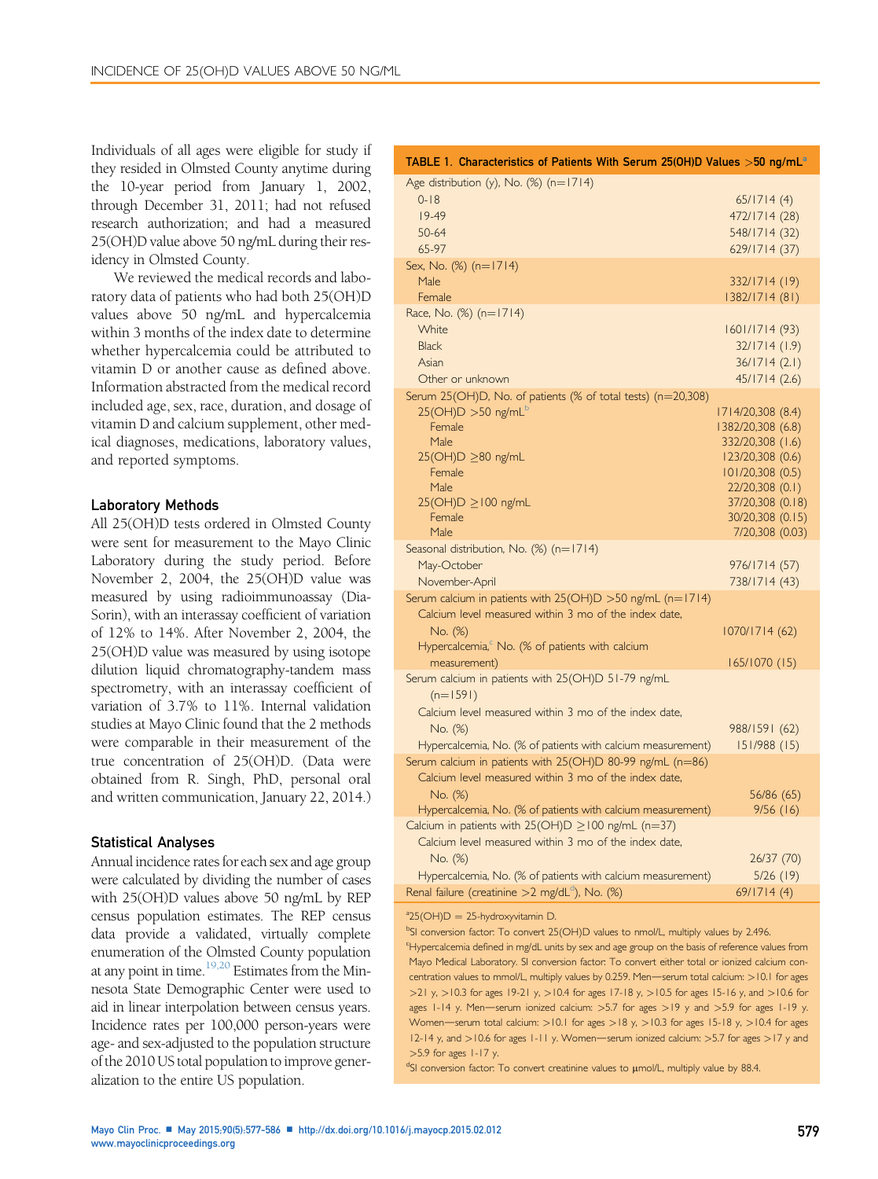Individuals of all ages were eligible for study if they resided in Olmsted County anytime during the 10-year period from January 1, 2002, through December 31, 2011; had not refused research authorization; and had a measured 25(OH)D value above 50 ng/mL during their residency in Olmsted County.

We reviewed the medical records and laboratory data of patients who had both 25(OH)D values above 50 ng/mL and hypercalcemia within 3 months of the index date to determine whether hypercalcemia could be attributed to vitamin D or another cause as defined above. Information abstracted from the medical record included age, sex, race, duration, and dosage of vitamin D and calcium supplement, other medical diagnoses, medications, laboratory values, and reported symptoms.

### Laboratory Methods

All 25(OH)D tests ordered in Olmsted County were sent for measurement to the Mayo Clinic Laboratory during the study period. Before November 2, 2004, the 25(OH)D value was measured by using radioimmunoassay (DiaSorin), with an interassay coefficient of variation of 12% to 14%. After November 2, 2004, the 25(OH)D value was measured by using isotope dilution liquid chromatography-tandem mass spectrometry, with an interassay coefficient of variation of 3.7% to 11%. Internal validation studies at Mayo Clinic found that the 2 methods were comparable in their measurement of the true concentration of 25(OH)D. (Data were obtained from R. Singh, PhD, personal oral and written communication, January 22, 2014.)

### Statistical Analyses

Annual incidence rates for each sex and age group were calculated by dividing the number of cases with 25(OH)D values above 50 ng/mL by REP census population estimates. The REP census data provide a validated, virtually complete enumeration of the Olmsted County population at any point in time.[19,20] Estimates from the Minnesota State Demographic Center were used to aid in linear interpolation between census years. Incidence rates per 100,000 person-years were age- and sex-adjusted to the population structure of the 2010 US total population to improve generalization to the entire US population.

**TABLE 1. Characteristics of Patients With Serum 25(OH)D Values >50 ng/mL[a]**

| Characteristic | Value |
|---|---|
| Age distribution (y), No. (%) (n=1714) | |
| 0-18 | 65/1714 (4) |
| 19-49 | 472/1714 (28) |
| 50-64 | 548/1714 (32) |
| 65-97 | 629/1714 (37) |
| Sex, No. (%) (n=1714) | |
| Male | 332/1714 (19) |
| Female | 1382/1714 (81) |
| Race, No. (%) (n=1714) | |
| White | 1601/1714 (93) |
| Black | 32/1714 (1.9) |
| Asian | 36/1714 (2.1) |
| Other or unknown | 45/1714 (2.6) |
| Serum 25(OH)D, No. of patients (% of total tests) (n=20,308) | |
| 25(OH)D >50 ng/mL[b] | 1714/20,308 (8.4) |
| Female | 1382/20,308 (6.8) |
| Male | 332/20,308 (1.6) |
| 25(OH)D ≥80 ng/mL | 123/20,308 (0.6) |
| Female | 101/20,308 (0.5) |
| Male | 22/20,308 (0.1) |
| 25(OH)D ≥100 ng/mL | 37/20,308 (0.18) |
| Female | 30/20,308 (0.15) |
| Male | 7/20,308 (0.03) |
| Seasonal distribution, No. (%) (n=1714) | |
| May-October | 976/1714 (57) |
| November-April | 738/1714 (43) |
| Serum calcium in patients with 25(OH)D >50 ng/mL (n=1714) | |
| Calcium level measured within 3 mo of the index date, No. (%) | 1070/1714 (62) |
| Hypercalcemia,[c] No. (% of patients with calcium measurement) | 165/1070 (15) |
| Serum calcium in patients with 25(OH)D 51-79 ng/mL (n=1591) | |
| Calcium level measured within 3 mo of the index date, No. (%) | 988/1591 (62) |
| Hypercalcemia, No. (% of patients with calcium measurement) | 151/988 (15) |
| Serum calcium in patients with 25(OH)D 80-99 ng/mL (n=86) | |
| Calcium level measured within 3 mo of the index date, No. (%) | 56/86 (65) |
| Hypercalcemia, No. (% of patients with calcium measurement) | 9/56 (16) |
| Calcium in patients with 25(OH)D ≥100 ng/mL (n=37) | |
| Calcium level measured within 3 mo of the index date, No. (%) | 26/37 (70) |
| Hypercalcemia, No. (% of patients with calcium measurement) | 5/26 (19) |
| Renal failure (creatinine >2 mg/dL[d]), No. (%) | 69/1714 (4) |

[a]25(OH)D = 25-hydroxyvitamin D.

[b]SI conversion factor: To convert 25(OH)D values to nmol/L, multiply values by 2.496.

[c]Hypercalcemia defined in mg/dL units by sex and age group on the basis of reference values from Mayo Medical Laboratory. SI conversion factor: To convert either total or ionized calcium concentration values to mmol/L, multiply values by 0.259. Men—serum total calcium: >10.1 for ages >21 y, >10.3 for ages 19-21 y, >10.4 for ages 17-18 y, >10.5 for ages 15-16 y, and >10.6 for ages 1-14 y. Men—serum ionized calcium: >5.7 for ages >19 y and >5.9 for ages 1-19 y. Women—serum total calcium: >10.1 for ages >18 y, >10.3 for ages 15-18 y, >10.4 for ages 12-14 y, and >10.6 for ages 1-11 y. Women—serum ionized calcium: >5.7 for ages >17 y and >5.9 for ages 1-17 y.

[d]SI conversion factor: To convert creatinine values to μmol/L, multiply value by 88.4.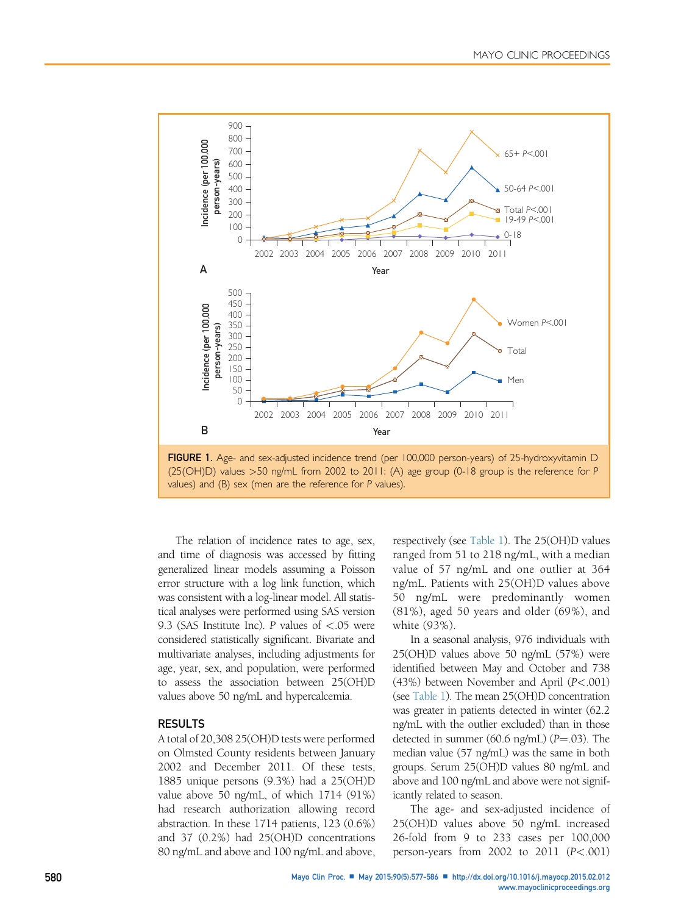FIGURE 1. Age- and sex-adjusted incidence trend (per 100,000 person-years) of 25-hydroxyvitamin D (25(OH)D) values >50 ng/mL from 2002 to 2011: (A) age group (0-18 group is the reference for *P* values) and (B) sex (men are the reference for *P* values).

The relation of incidence rates to age, sex, and time of diagnosis was accessed by fitting generalized linear models assuming a Poisson error structure with a log link function, which was consistent with a log-linear model. All statistical analyses were performed using SAS version 9.3 (SAS Institute Inc). *P* values of $<.05$ were considered statistically significant. Bivariate and multivariate analyses, including adjustments for age, year, sex, and population, were performed to assess the association between 25(OH)D values above 50 ng/mL and hypercalcemia.

## RESULTS

A total of 20,308 25(OH)D tests were performed on Olmsted County residents between January 2002 and December 2011. Of these tests, 1885 unique persons (9.3%) had a 25(OH)D value above 50 ng/mL, of which 1714 (91%) had research authorization allowing record abstraction. In these 1714 patients, 123 (0.6%) and 37 (0.2%) had 25(OH)D concentrations 80 ng/mL and above and 100 ng/mL and above, respectively (see Table 1). The 25(OH)D values ranged from 51 to 218 ng/mL, with a median value of 57 ng/mL and one outlier at 364 ng/mL. Patients with 25(OH)D values above 50 ng/mL were predominantly women (81%), aged 50 years and older (69%), and white (93%).

In a seasonal analysis, 976 individuals with 25(OH)D values above 50 ng/mL (57%) were identified between May and October and 738 (43%) between November and April ($P<.001$) (see Table 1). The mean 25(OH)D concentration was greater in patients detected in winter (62.2 ng/mL with the outlier excluded) than in those detected in summer (60.6 ng/mL) ($P=.03$). The median value (57 ng/mL) was the same in both groups. Serum 25(OH)D values 80 ng/mL and above and 100 ng/mL and above were not significantly related to season.

The age- and sex-adjusted incidence of 25(OH)D values above 50 ng/mL increased 26-fold from 9 to 233 cases per 100,000 person-years from 2002 to 2011 ($P<.001$)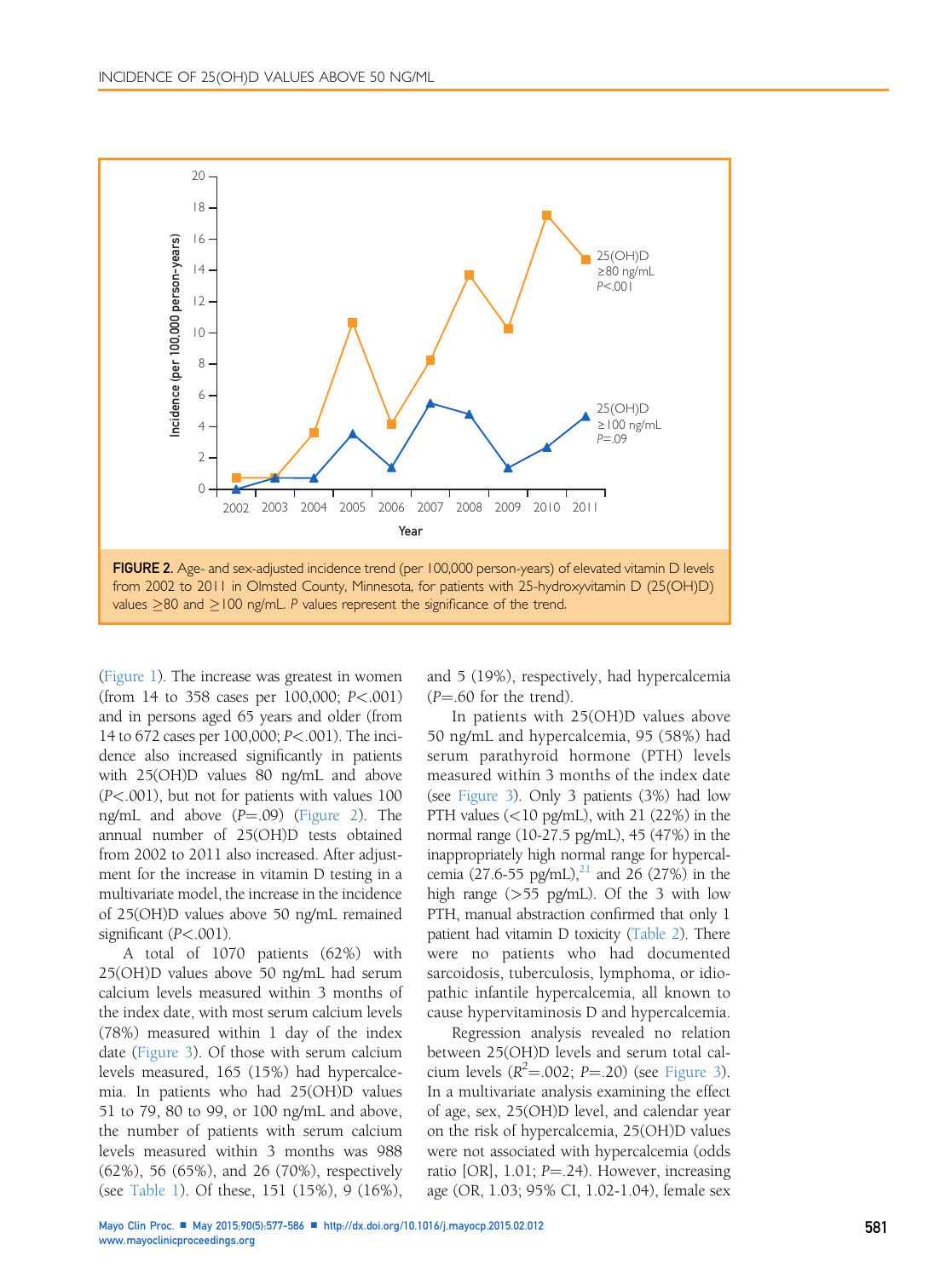FIGURE 2. Age- and sex-adjusted incidence trend (per 100,000 person-years) of elevated vitamin D levels from 2002 to 2011 in Olmsted County, Minnesota, for patients with 25-hydroxyvitamin D (25(OH)D) values ≥80 and ≥100 ng/mL. *P* values represent the significance of the trend.

(Figure 1). The increase was greatest in women (from 14 to 358 cases per 100,000; $P<.001$) and in persons aged 65 years and older (from 14 to 672 cases per 100,000; $P<.001$). The incidence also increased significantly in patients with 25(OH)D values 80 ng/mL and above ($P<.001$), but not for patients with values 100 ng/mL and above ($P=.09$) (Figure 2). The annual number of 25(OH)D tests obtained from 2002 to 2011 also increased. After adjustment for the increase in vitamin D testing in a multivariate model, the increase in the incidence of 25(OH)D values above 50 ng/mL remained significant ($P<.001$).

A total of 1070 patients (62%) with 25(OH)D values above 50 ng/mL had serum calcium levels measured within 3 months of the index date, with most serum calcium levels (78%) measured within 1 day of the index date (Figure 3). Of those with serum calcium levels measured, 165 (15%) had hypercalcemia. In patients who had 25(OH)D values 51 to 79, 80 to 99, or 100 ng/mL and above, the number of patients with serum calcium levels measured within 3 months was 988 (62%), 56 (65%), and 26 (70%), respectively (see Table 1). Of these, 151 (15%), 9 (16%), and 5 (19%), respectively, had hypercalcemia ($P=.60$ for the trend).

In patients with 25(OH)D values above 50 ng/mL and hypercalcemia, 95 (58%) had serum parathyroid hormone (PTH) levels measured within 3 months of the index date (see Figure 3). Only 3 patients (3%) had low PTH values (<10 pg/mL), with 21 (22%) in the normal range (10-27.5 pg/mL), 45 (47%) in the inappropriately high normal range for hypercalcemia (27.6-55 pg/mL),[21] and 26 (27%) in the high range (>55 pg/mL). Of the 3 with low PTH, manual abstraction confirmed that only 1 patient had vitamin D toxicity (Table 2). There were no patients who had documented sarcoidosis, tuberculosis, lymphoma, or idiopathic infantile hypercalcemia, all known to cause hypervitaminosis D and hypercalcemia.

Regression analysis revealed no relation between 25(OH)D levels and serum total calcium levels ($R^2=.002$; $P=.20$) (see Figure 3). In a multivariate analysis examining the effect of age, sex, 25(OH)D level, and calendar year on the risk of hypercalcemia, 25(OH)D values were not associated with hypercalcemia (odds ratio [OR], 1.01; $P=.24$). However, increasing age (OR, 1.03; 95% CI, 1.02-1.04), female sex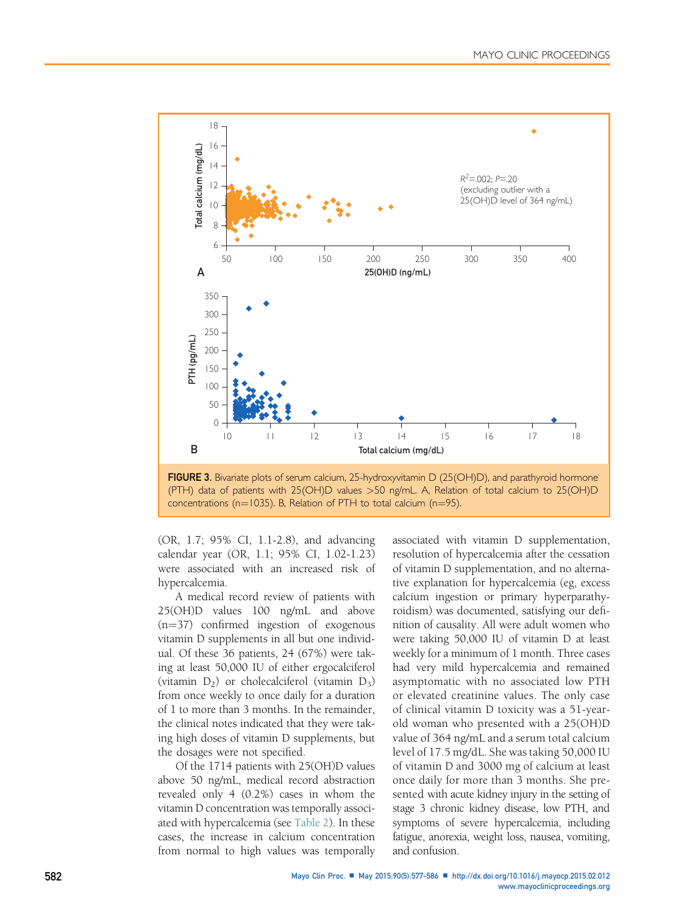FIGURE 3. Bivariate plots of serum calcium, 25-hydroxyvitamin D (25(OH)D), and parathyroid hormone (PTH) data of patients with 25(OH)D values >50 ng/mL. A, Relation of total calcium to 25(OH)D concentrations (n=1035). B, Relation of PTH to total calcium (n=95).

(OR, 1.7; 95% CI, 1.1-2.8), and advancing calendar year (OR, 1.1; 95% CI, 1.02-1.23) were associated with an increased risk of hypercalcemia.

A medical record review of patients with 25(OH)D values 100 ng/mL and above (n=37) confirmed ingestion of exogenous vitamin D supplements in all but one individual. Of these 36 patients, 24 (67%) were taking at least 50,000 IU of either ergocalciferol (vitamin $D_2$) or cholecalciferol (vitamin $D_3$) from once weekly to once daily for a duration of 1 to more than 3 months. In the remainder, the clinical notes indicated that they were taking high doses of vitamin D supplements, but the dosages were not specified.

Of the 1714 patients with 25(OH)D values above 50 ng/mL, medical record abstraction revealed only 4 (0.2%) cases in whom the vitamin D concentration was temporally associated with hypercalcemia (see Table 2). In these cases, the increase in calcium concentration from normal to high values was temporally associated with vitamin D supplementation, resolution of hypercalcemia after the cessation of vitamin D supplementation, and no alternative explanation for hypercalcemia (eg, excess calcium ingestion or primary hyperparathyroidism) was documented, satisfying our definition of causality. All were adult women who were taking 50,000 IU of vitamin D at least weekly for a minimum of 1 month. Three cases had very mild hypercalcemia and remained asymptomatic with no associated low PTH or elevated creatinine values. The only case of clinical vitamin D toxicity was a 51-year-old woman who presented with a 25(OH)D value of 364 ng/mL and a serum total calcium level of 17.5 mg/dL. She was taking 50,000 IU of vitamin D and 3000 mg of calcium at least once daily for more than 3 months. She presented with acute kidney injury in the setting of stage 3 chronic kidney disease, low PTH, and symptoms of severe hypercalcemia, including fatigue, anorexia, weight loss, nausea, vomiting, and confusion.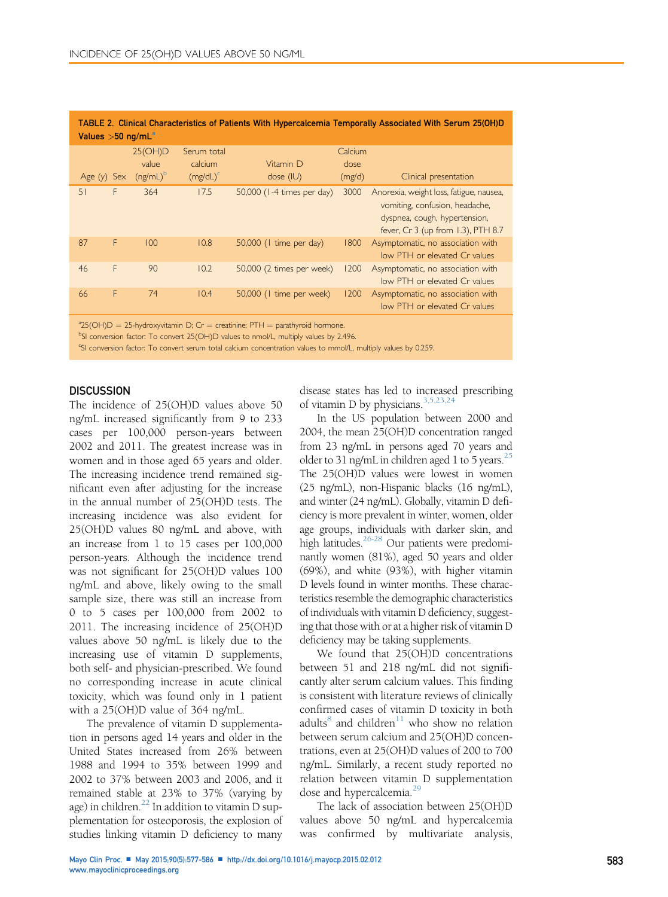**TABLE 2. Clinical Characteristics of Patients With Hypercalcemia Temporally Associated With Serum 25(OH)D Values >50 ng/mL[a]**

| Age (y) | Sex | 25(OH)D value (ng/mL)[b] | Serum total calcium (mg/dL)[c] | Vitamin D dose (IU) | Calcium dose (mg/d) | Clinical presentation |
|---|---|---|---|---|---|---|
| 51 | F | 364 | 17.5 | 50,000 (1-4 times per day) | 3000 | Anorexia, weight loss, fatigue, nausea, vomiting, confusion, headache, dyspnea, cough, hypertension, fever, Cr 3 (up from 1.3), PTH 8.7 |
| 87 | F | 100 | 10.8 | 50,000 (1 time per day) | 1800 | Asymptomatic, no association with low PTH or elevated Cr values |
| 46 | F | 90 | 10.2 | 50,000 (2 times per week) | 1200 | Asymptomatic, no association with low PTH or elevated Cr values |
| 66 | F | 74 | 10.4 | 50,000 (1 time per week) | 1200 | Asymptomatic, no association with low PTH or elevated Cr values |

[a]25(OH)D = 25-hydroxyvitamin D; Cr = creatinine; PTH = parathyroid hormone.

[b]SI conversion factor: To convert 25(OH)D values to nmol/L, multiply values by 2.496.

[c]SI conversion factor: To convert serum total calcium concentration values to mmol/L, multiply values by 0.259.

## DISCUSSION

The incidence of 25(OH)D values above 50 ng/mL increased significantly from 9 to 233 cases per 100,000 person-years between 2002 and 2011. The greatest increase was in women and in those aged 65 years and older. The increasing incidence trend remained significant even after adjusting for the increase in the annual number of 25(OH)D tests. The increasing incidence was also evident for 25(OH)D values 80 ng/mL and above, with an increase from 1 to 15 cases per 100,000 person-years. Although the incidence trend was not significant for 25(OH)D values 100 ng/mL and above, likely owing to the small sample size, there was still an increase from 0 to 5 cases per 100,000 from 2002 to 2011. The increasing incidence of 25(OH)D values above 50 ng/mL is likely due to the increasing use of vitamin D supplements, both self- and physician-prescribed. We found no corresponding increase in acute clinical toxicity, which was found only in 1 patient with a 25(OH)D value of 364 ng/mL.

The prevalence of vitamin D supplementation in persons aged 14 years and older in the United States increased from 26% between 1988 and 1994 to 35% between 1999 and 2002 to 37% between 2003 and 2006, and it remained stable at 23% to 37% (varying by age) in children.[22] In addition to vitamin D supplementation for osteoporosis, the explosion of studies linking vitamin D deficiency to many disease states has led to increased prescribing of vitamin D by physicians.[3,5,23,24]

In the US population between 2000 and 2004, the mean 25(OH)D concentration ranged from 23 ng/mL in persons aged 70 years and older to 31 ng/mL in children aged 1 to 5 years.[25] The 25(OH)D values were lowest in women (25 ng/mL), non-Hispanic blacks (16 ng/mL), and winter (24 ng/mL). Globally, vitamin D deficiency is more prevalent in winter, women, older age groups, individuals with darker skin, and high latitudes.[26-28] Our patients were predominantly women (81%), aged 50 years and older (69%), and white (93%), with higher vitamin D levels found in winter months. These characteristics resemble the demographic characteristics of individuals with vitamin D deficiency, suggesting that those with or at a higher risk of vitamin D deficiency may be taking supplements.

We found that 25(OH)D concentrations between 51 and 218 ng/mL did not significantly alter serum calcium values. This finding is consistent with literature reviews of clinically confirmed cases of vitamin D toxicity in both adults[8] and children[11] who show no relation between serum calcium and 25(OH)D concentrations, even at 25(OH)D values of 200 to 700 ng/mL. Similarly, a recent study reported no relation between vitamin D supplementation dose and hypercalcemia.[29]

The lack of association between 25(OH)D values above 50 ng/mL and hypercalcemia was confirmed by multivariate analysis,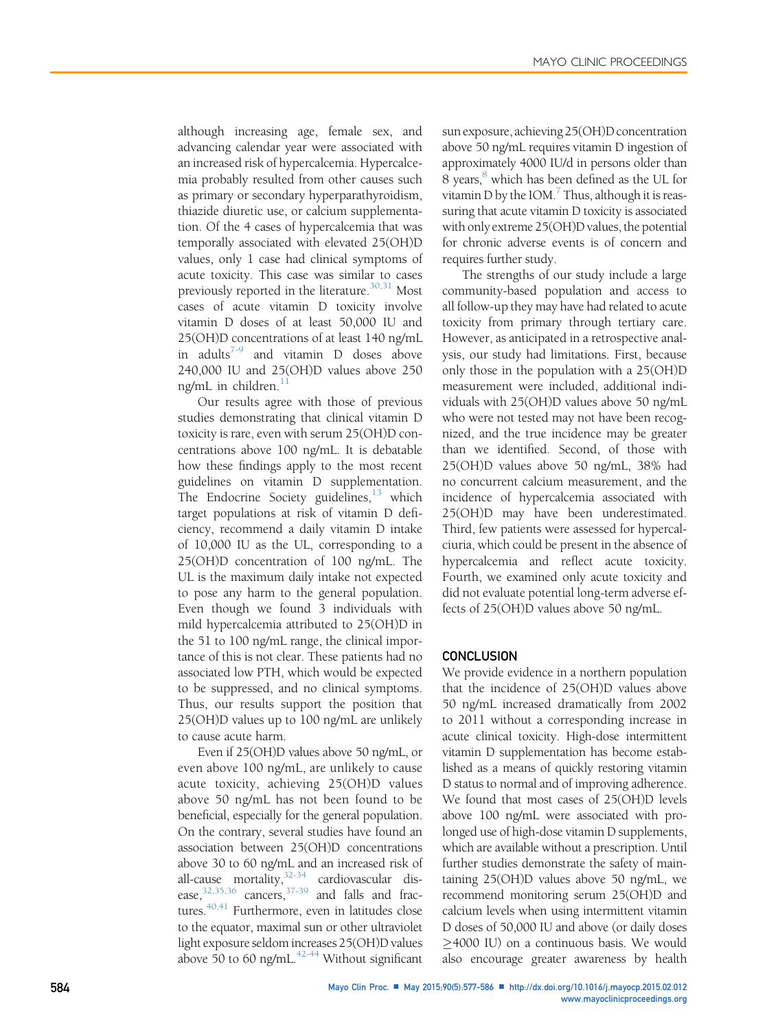although increasing age, female sex, and advancing calendar year were associated with an increased risk of hypercalcemia. Hypercalcemia probably resulted from other causes such as primary or secondary hyperparathyroidism, thiazide diuretic use, or calcium supplementation. Of the 4 cases of hypercalcemia that was temporally associated with elevated 25(OH)D values, only 1 case had clinical symptoms of acute toxicity. This case was similar to cases previously reported in the literature.[30,31] Most cases of acute vitamin D toxicity involve vitamin D doses of at least 50,000 IU and 25(OH)D concentrations of at least 140 ng/mL in adults[7-9] and vitamin D doses above 240,000 IU and 25(OH)D values above 250 ng/mL in children.[11]

Our results agree with those of previous studies demonstrating that clinical vitamin D toxicity is rare, even with serum 25(OH)D concentrations above 100 ng/mL. It is debatable how these findings apply to the most recent guidelines on vitamin D supplementation. The Endocrine Society guidelines,[13] which target populations at risk of vitamin D deficiency, recommend a daily vitamin D intake of 10,000 IU as the UL, corresponding to a 25(OH)D concentration of 100 ng/mL. The UL is the maximum daily intake not expected to pose any harm to the general population. Even though we found 3 individuals with mild hypercalcemia attributed to 25(OH)D in the 51 to 100 ng/mL range, the clinical importance of this is not clear. These patients had no associated low PTH, which would be expected to be suppressed, and no clinical symptoms. Thus, our results support the position that 25(OH)D values up to 100 ng/mL are unlikely to cause acute harm.

Even if 25(OH)D values above 50 ng/mL, or even above 100 ng/mL, are unlikely to cause acute toxicity, achieving 25(OH)D values above 50 ng/mL has not been found to be beneficial, especially for the general population. On the contrary, several studies have found an association between 25(OH)D concentrations above 30 to 60 ng/mL and an increased risk of all-cause mortality,[32-34] cardiovascular disease,[32,35,36] cancers,[37-39] and falls and fractures.[40,41] Furthermore, even in latitudes close to the equator, maximal sun or other ultraviolet light exposure seldom increases 25(OH)D values above 50 to 60 ng/mL.[42-44] Without significant sun exposure, achieving 25(OH)D concentration above 50 ng/mL requires vitamin D ingestion of approximately 4000 IU/d in persons older than 8 years,[8] which has been defined as the UL for vitamin D by the IOM.[7] Thus, although it is reassuring that acute vitamin D toxicity is associated with only extreme 25(OH)D values, the potential for chronic adverse events is of concern and requires further study.

The strengths of our study include a large community-based population and access to all follow-up they may have had related to acute toxicity from primary through tertiary care. However, as anticipated in a retrospective analysis, our study had limitations. First, because only those in the population with a 25(OH)D measurement were included, additional individuals with 25(OH)D values above 50 ng/mL who were not tested may not have been recognized, and the true incidence may be greater than we identified. Second, of those with 25(OH)D values above 50 ng/mL, 38% had no concurrent calcium measurement, and the incidence of hypercalcemia associated with 25(OH)D may have been underestimated. Third, few patients were assessed for hypercalciuria, which could be present in the absence of hypercalcemia and reflect acute toxicity. Fourth, we examined only acute toxicity and did not evaluate potential long-term adverse effects of 25(OH)D values above 50 ng/mL.

## CONCLUSION

We provide evidence in a northern population that the incidence of 25(OH)D values above 50 ng/mL increased dramatically from 2002 to 2011 without a corresponding increase in acute clinical toxicity. High-dose intermittent vitamin D supplementation has become established as a means of quickly restoring vitamin D status to normal and of improving adherence. We found that most cases of 25(OH)D levels above 100 ng/mL were associated with prolonged use of high-dose vitamin D supplements, which are available without a prescription. Until further studies demonstrate the safety of maintaining 25(OH)D values above 50 ng/mL, we recommend monitoring serum 25(OH)D and calcium levels when using intermittent vitamin D doses of 50,000 IU and above (or daily doses $\geq$4000 IU) on a continuous basis. We would also encourage greater awareness by health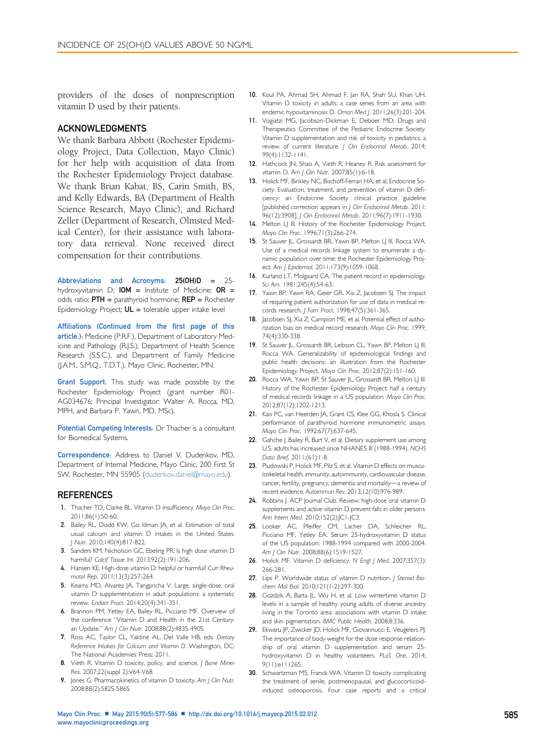providers of the doses of nonprescription vitamin D used by their patients.

## ACKNOWLEDGMENTS

We thank Barbara Abbott (Rochester Epidemiology Project, Data Collection, Mayo Clinic) for her help with acquisition of data from the Rochester Epidemiology Project database. We thank Brian Kabat, BS, Carin Smith, BS, and Kelly Edwards, BA (Department of Health Science Research, Mayo Clinic), and Richard Zeller (Department of Research, Olmsted Medical Center), for their assistance with laboratory data retrieval. None received direct compensation for their contributions.

**Abbreviations and Acronyms:** **25(OH)D** = 25-hydroxyvitamin D; **IOM** = Institute of Medicine; **OR** = odds ratio; **PTH** = parathyroid hormone; **REP** = Rochester Epidemiology Project; **UL** = tolerable upper intake level

**Affiliations (Continued from the first page of this article.):** Medicine (P.R.F.), Department of Laboratory Medicine and Pathology (R.J.S.), Department of Health Science Research (S.S.C.), and Department of Family Medicine (J.A.M., S.M.Q., T.D.T.), Mayo Clinic, Rochester, MN.

**Grant Support:** This study was made possible by the Rochester Epidemiology Project (grant number R01-AG034676; Principal Investigator: Walter A. Rocca, MD, MPH, and Barbara P. Yawn, MD, MSc).

**Potential Competing Interests:** Dr Thacher is a consultant for Biomedical Systems.

**Correspondence:** Address to Daniel V. Dudenkov, MD, Department of Internal Medicine, Mayo Clinic, 200 First St SW, Rochester, MN 55905 (dudenkov.daniel@mayo.edu).

## REFERENCES

1. Thacher TD, Clarke BL. Vitamin D insufficiency. *Mayo Clin Proc.* 2011;86(1):50-60.
2. Bailey RL, Dodd KW, Goldman JA, et al. Estimation of total usual calcium and vitamin D intakes in the United States. *J Nutr.* 2010;140(4):817-822.
3. Sanders KM, Nicholson GC, Ebeling PR. Is high dose vitamin D harmful? *Calcif Tissue Int.* 2013;92(2):191-206.
4. Hansen KE. High-dose vitamin D: helpful or harmful? *Curr Rheumatol Rep.* 2011;13(3):257-264.
5. Kearns MD, Alvarez JA, Tangpricha V. Large, single-dose, oral vitamin D supplementation in adult populations: a systematic review. *Endocr Pract.* 2014;20(4):341-351.
6. Brannon PM, Yetley EA, Bailey RL, Picciano MF. Overview of the conference "Vitamin D and Health in the 21st Century: an Update." *Am J Clin Nutr.* 2008;88(2):483S-490S.
7. Ross AC, Taylor CL, Yaktine AL, Del Valle HB, eds. *Dietary Reference Intakes for Calcium and Vitamin D*. Washington, DC: The National Academies Press; 2011.
8. Vieth R. Vitamin D toxicity, policy, and science. *J Bone Miner Res.* 2007;22(suppl 2):V64-V68.
9. Jones G. Pharmacokinetics of vitamin D toxicity. *Am J Clin Nutr.* 2008;88(2):582S-586S.
10. Koul PA, Ahmad SH, Ahmad F, Jan RA, Shah SU, Khan UH. Vitamin D toxicity in adults: a case series from an area with endemic hypovitaminosis D. *Oman Med J.* 2011;26(3):201-204.
11. Vogiatzi MG, Jacobson-Dickman E, Deboer MD; Drugs and Therapeutics Committee of the Pediatric Endocrine Society. Vitamin D supplementation and risk of toxicity in pediatrics: a review of current literature. *J Clin Endocrinol Metab.* 2014;99(4):1132-1141.
12. Hathcock JN, Shao A, Vieth R, Heaney R. Risk assessment for vitamin D. *Am J Clin Nutr.* 2007;85(1):6-18.
13. Holick MF, Binkley NC, Bischoff-Ferrari HA, et al; Endocrine Society. Evaluation, treatment, and prevention of vitamin D deficiency: an Endocrine Society clinical practice guideline [published correction appears in *J Clin Endocrinol Metab.* 2011;96(12):3908]. *J Clin Endocrinol Metab.* 2011;96(7):1911-1930.
14. Melton LJ III. History of the Rochester Epidemiology Project. *Mayo Clin Proc.* 1996;71(3):266-274.
15. St Sauver JL, Grossardt BR, Yawn BP, Melton LJ III, Rocca WA. Use of a medical records linkage system to enumerate a dynamic population over time: the Rochester Epidemiology Project. *Am J Epidemiol.* 2011;173(9):1059-1068.
16. Kurland LT, Molgaard CA. The patient record in epidemiology. *Sci Am.* 1981;245(4):54-63.
17. Yawn BP, Yawn RA, Geier GR, Xia Z, Jacobsen SJ. The impact of requiring patient authorization for use of data in medical records research. *J Fam Pract.* 1998;47(5):361-365.
18. Jacobsen SJ, Xia Z, Campion ME, et al. Potential effect of authorization bias on medical record research. *Mayo Clin Proc.* 1999;74(4):330-338.
19. St Sauver JL, Grossardt BR, Leibson CL, Yawn BP, Melton LJ III, Rocca WA. Generalizability of epidemiological findings and public health decisions: an illustration from the Rochester Epidemiology Project. *Mayo Clin Proc.* 2012;87(2):151-160.
20. Rocca WA, Yawn BP, St Sauver JL, Grossardt BR, Melton LJ III. History of the Rochester Epidemiology Project: half a century of medical records linkage in a US population. *Mayo Clin Proc.* 2012;87(12):1202-1213.
21. Kao PC, van Heerden JA, Grant CS, Klee GG, Khosla S. Clinical performance of parathyroid hormone immunometric assays. *Mayo Clin Proc.* 1992;67(7):637-645.
22. Gahche J, Bailey R, Burt V, et al. Dietary supplement use among U.S. adults has increased since NHANES III (1988-1994). *NCHS Data Brief.* 2011;(61):1-8.
23. Pludowski P, Holick MF, Pilz S, et al. Vitamin D effects on musculoskeletal health, immunity, autoimmunity, cardiovascular disease, cancer, fertility, pregnancy, dementia and mortality—a review of recent evidence. *Autoimmun Rev.* 2013;12(10):976-989.
24. Robbins J. ACP Journal Club. Review: high-dose oral vitamin D supplements and active vitamin D prevent falls in older persons. *Ann Intern Med.* 2010;152(2):JC1-JC3.
25. Looker AC, Pfeiffer CM, Lacher DA, Schleicher RL, Picciano MF, Yetley EA. Serum 25-hydroxyvitamin D status of the US population: 1988-1994 compared with 2000-2004. *Am J Clin Nutr.* 2008;88(6):1519-1527.
26. Holick MF. Vitamin D deficiency. *N Engl J Med.* 2007;357(3):266-281.
27. Lips P. Worldwide status of vitamin D nutrition. *J Steroid Biochem Mol Biol.* 2010;121(1-2):297-300.
28. Gozdzik A, Barta JL, Wu H, et al. Low wintertime vitamin D levels in a sample of healthy young adults of diverse ancestry living in the Toronto area: associations with vitamin D intake and skin pigmentation. *BMC Public Health.* 2008;8:336.
29. Ekwaru JP, Zwicker JD, Holick MF, Giovannucci E, Veugelers PJ. The importance of body weight for the dose response relationship of oral vitamin D supplementation and serum 25-hydroxyvitamin D in healthy volunteers. *PLoS One.* 2014;9(11):e111265.
30. Schwartzman MS, Franck WA. Vitamin D toxicity complicating the treatment of senile, postmenopausal, and glucocorticoid-induced osteoporosis. Four case reports and a critical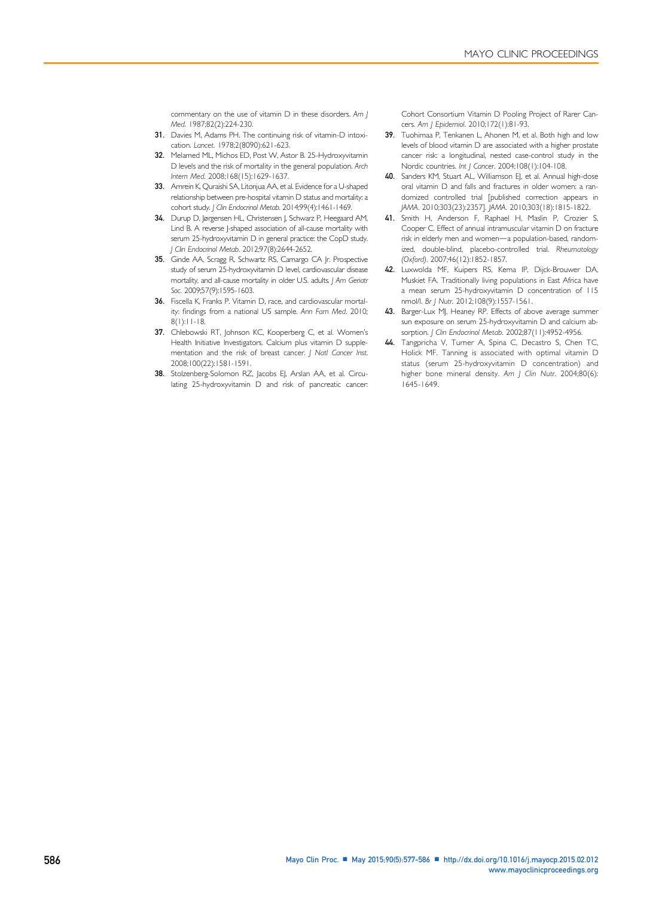commentary on the use of vitamin D in these disorders. *Am J Med*. 1987;82(2):224-230.

31. Davies M, Adams PH. The continuing risk of vitamin-D intoxication. *Lancet*. 1978;2(8090):621-623.
32. Melamed ML, Michos ED, Post W, Astor B. 25-Hydroxyvitamin D levels and the risk of mortality in the general population. *Arch Intern Med*. 2008;168(15):1629-1637.
33. Amrein K, Quraishi SA, Litonjua AA, et al. Evidence for a U-shaped relationship between pre-hospital vitamin D status and mortality: a cohort study. *J Clin Endocrinol Metab*. 2014;99(4):1461-1469.
34. Durup D, Jørgensen HL, Christensen J, Schwarz P, Heegaard AM, Lind B. A reverse J-shaped association of all-cause mortality with serum 25-hydroxyvitamin D in general practice: the CopD study. *J Clin Endocrinol Metab*. 2012;97(8):2644-2652.
35. Ginde AA, Scragg R, Schwartz RS, Camargo CA Jr. Prospective study of serum 25-hydroxyvitamin D level, cardiovascular disease mortality, and all-cause mortality in older U.S. adults. *J Am Geriatr Soc*. 2009;57(9):1595-1603.
36. Fiscella K, Franks P. Vitamin D, race, and cardiovascular mortality: findings from a national US sample. *Ann Fam Med*. 2010; 8(1):11-18.
37. Chlebowski RT, Johnson KC, Kooperberg C, et al. Women's Health Initiative Investigators. Calcium plus vitamin D supplementation and the risk of breast cancer. *J Natl Cancer Inst*. 2008;100(22):1581-1591.
38. Stolzenberg-Solomon RZ, Jacobs EJ, Arslan AA, et al. Circulating 25-hydroxyvitamin D and risk of pancreatic cancer: Cohort Consortium Vitamin D Pooling Project of Rarer Cancers. *Am J Epidemiol*. 2010;172(1):81-93.
39. Tuohimaa P, Tenkanen L, Ahonen M, et al. Both high and low levels of blood vitamin D are associated with a higher prostate cancer risk: a longitudinal, nested case-control study in the Nordic countries. *Int J Cancer*. 2004;108(1):104-108.
40. Sanders KM, Stuart AL, Williamson EJ, et al. Annual high-dose oral vitamin D and falls and fractures in older women: a randomized controlled trial [published correction appears in *JAMA*. 2010;303(23):2357]. *JAMA*. 2010;303(18):1815-1822.
41. Smith H, Anderson F, Raphael H, Maslin P, Crozier S, Cooper C. Effect of annual intramuscular vitamin D on fracture risk in elderly men and women—a population-based, randomized, double-blind, placebo-controlled trial. *Rheumatology (Oxford)*. 2007;46(12):1852-1857.
42. Luxwolda MF, Kuipers RS, Kema IP, Dijck-Brouwer DA, Muskiet FA. Traditionally living populations in East Africa have a mean serum 25-hydroxyvitamin D concentration of 115 nmol/l. *Br J Nutr*. 2012;108(9):1557-1561.
43. Barger-Lux MJ, Heaney RP. Effects of above average summer sun exposure on serum 25-hydroxyvitamin D and calcium absorption. *J Clin Endocrinol Metab*. 2002;87(11):4952-4956.
44. Tangpricha V, Turner A, Spina C, Decastro S, Chen TC, Holick MF. Tanning is associated with optimal vitamin D status (serum 25-hydroxyvitamin D concentration) and higher bone mineral density. *Am J Clin Nutr*. 2004;80(6): 1645-1649.